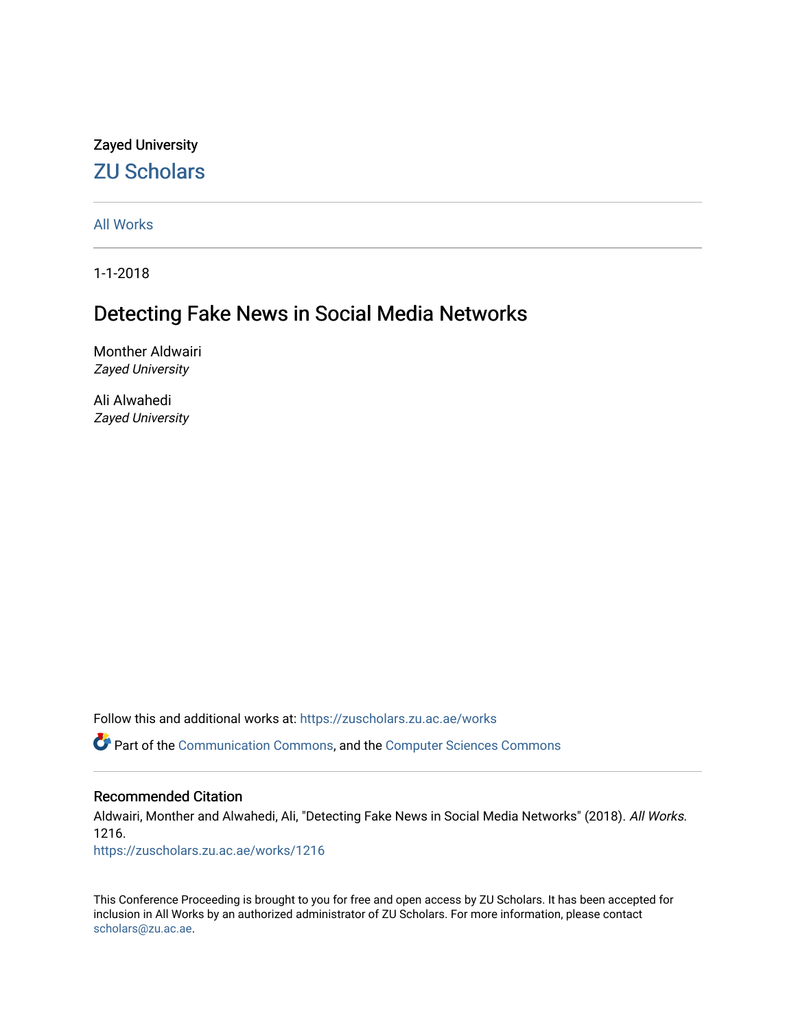Zayed University

# ZU Scholars

All Works

1-1-2018

## Detecting Fake News in Social Media Networks

Monther Aldwairi
*Zayed University*

Ali Alwahedi
*Zayed University*

Follow this and additional works at: https://zuscholars.zu.ac.ae/works

Part of the Communication Commons, and the Computer Sciences Commons

### Recommended Citation

Aldwairi, Monther and Alwahedi, Ali, "Detecting Fake News in Social Media Networks" (2018). *All Works*. 1216.
https://zuscholars.zu.ac.ae/works/1216

This Conference Proceeding is brought to you for free and open access by ZU Scholars. It has been accepted for inclusion in All Works by an authorized administrator of ZU Scholars. For more information, please contact scholars@zu.ac.ae.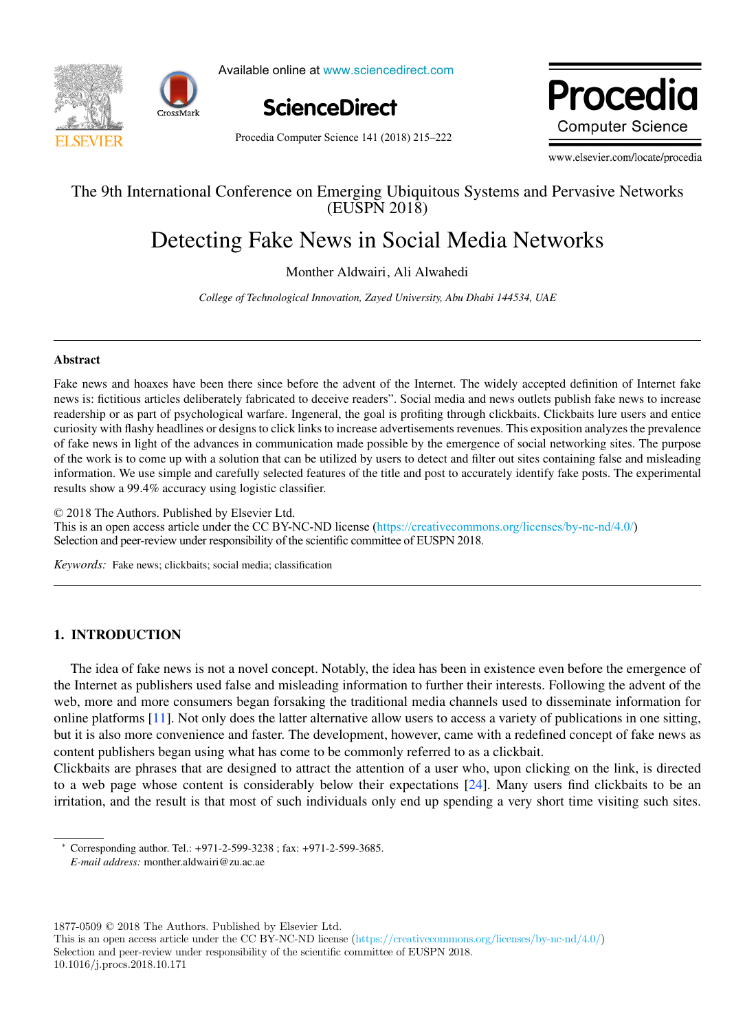The 9th International Conference on Emerging Ubiquitous Systems and Pervasive Networks (EUSPN 2018)

# Detecting Fake News in Social Media Networks

Monther Aldwairi, Ali Alwahedi

*College of Technological Innovation, Zayed University, Abu Dhabi 144534, UAE*

---

## Abstract

Fake news and hoaxes have been there since before the advent of the Internet. The widely accepted definition of Internet fake news is: fictitious articles deliberately fabricated to deceive readers". Social media and news outlets publish fake news to increase readership or as part of psychological warfare. Ingeneral, the goal is profiting through clickbaits. Clickbaits lure users and entice curiosity with flashy headlines or designs to click links to increase advertisements revenues. This exposition analyzes the prevalence of fake news in light of the advances in communication made possible by the emergence of social networking sites. The purpose of the work is to come up with a solution that can be utilized by users to detect and filter out sites containing false and misleading information. We use simple and carefully selected features of the title and post to accurately identify fake posts. The experimental results show a 99.4% accuracy using logistic classifier.

© 2018 The Authors. Published by Elsevier Ltd.
This is an open access article under the CC BY-NC-ND license (https://creativecommons.org/licenses/by-nc-nd/4.0/)
Selection and peer-review under responsibility of the scientific committee of EUSPN 2018.

*Keywords:* Fake news; clickbaits; social media; classification

---

## 1. INTRODUCTION

The idea of fake news is not a novel concept. Notably, the idea has been in existence even before the emergence of the Internet as publishers used false and misleading information to further their interests. Following the advent of the web, more and more consumers began forsaking the traditional media channels used to disseminate information for online platforms [11]. Not only does the latter alternative allow users to access a variety of publications in one sitting, but it is also more convenience and faster. The development, however, came with a redefined concept of fake news as content publishers began using what has come to be commonly referred to as a clickbait.

Clickbaits are phrases that are designed to attract the attention of a user who, upon clicking on the link, is directed to a web page whose content is considerably below their expectations [24]. Many users find clickbaits to be an irritation, and the result is that most of such individuals only end up spending a very short time visiting such sites.

---

* Corresponding author. Tel.: +971-2-599-3238 ; fax: +971-2-599-3685.
*E-mail address:* monther.aldwairi@zu.ac.ae

1877-0509 © 2018 The Authors. Published by Elsevier Ltd.
This is an open access article under the CC BY-NC-ND license (https://creativecommons.org/licenses/by-nc-nd/4.0/)
Selection and peer-review under responsibility of the scientific committee of EUSPN 2018.
10.1016/j.procs.2018.10.171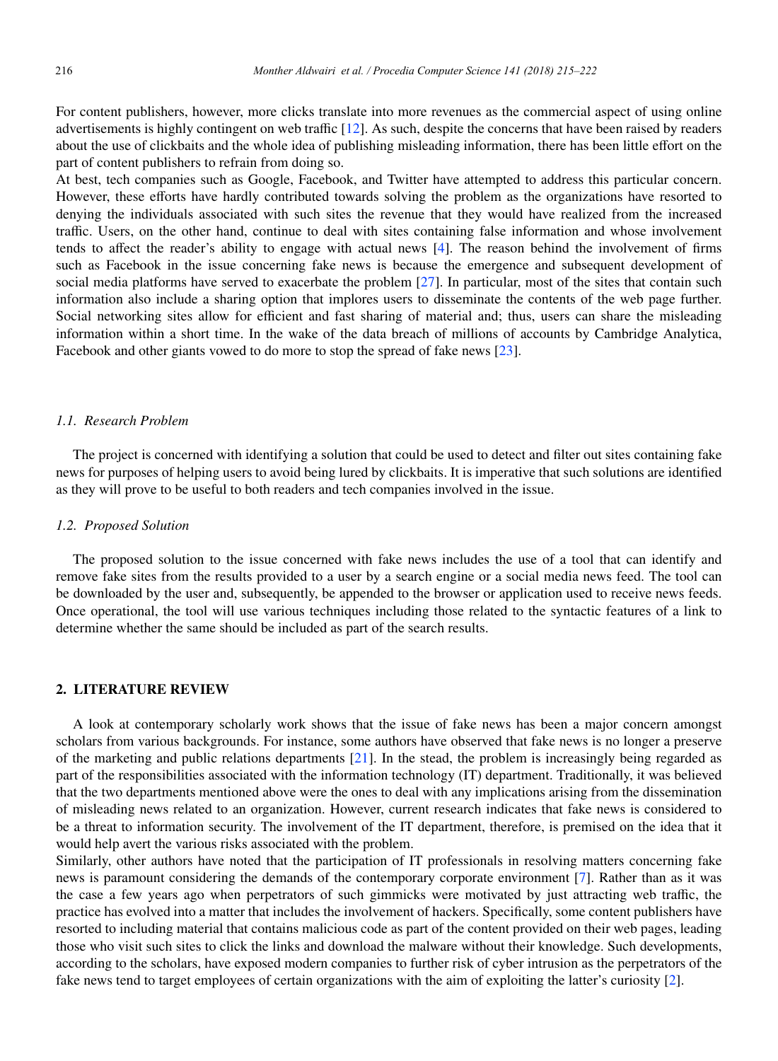For content publishers, however, more clicks translate into more revenues as the commercial aspect of using online advertisements is highly contingent on web traffic [12]. As such, despite the concerns that have been raised by readers about the use of clickbaits and the whole idea of publishing misleading information, there has been little effort on the part of content publishers to refrain from doing so.

At best, tech companies such as Google, Facebook, and Twitter have attempted to address this particular concern. However, these efforts have hardly contributed towards solving the problem as the organizations have resorted to denying the individuals associated with such sites the revenue that they would have realized from the increased traffic. Users, on the other hand, continue to deal with sites containing false information and whose involvement tends to affect the reader's ability to engage with actual news [4]. The reason behind the involvement of firms such as Facebook in the issue concerning fake news is because the emergence and subsequent development of social media platforms have served to exacerbate the problem [27]. In particular, most of the sites that contain such information also include a sharing option that implores users to disseminate the contents of the web page further. Social networking sites allow for efficient and fast sharing of material and; thus, users can share the misleading information within a short time. In the wake of the data breach of millions of accounts by Cambridge Analytica, Facebook and other giants vowed to do more to stop the spread of fake news [23].

### *1.1. Research Problem*

The project is concerned with identifying a solution that could be used to detect and filter out sites containing fake news for purposes of helping users to avoid being lured by clickbaits. It is imperative that such solutions are identified as they will prove to be useful to both readers and tech companies involved in the issue.

### *1.2. Proposed Solution*

The proposed solution to the issue concerned with fake news includes the use of a tool that can identify and remove fake sites from the results provided to a user by a search engine or a social media news feed. The tool can be downloaded by the user and, subsequently, be appended to the browser or application used to receive news feeds. Once operational, the tool will use various techniques including those related to the syntactic features of a link to determine whether the same should be included as part of the search results.

## 2. LITERATURE REVIEW

A look at contemporary scholarly work shows that the issue of fake news has been a major concern amongst scholars from various backgrounds. For instance, some authors have observed that fake news is no longer a preserve of the marketing and public relations departments [21]. In the stead, the problem is increasingly being regarded as part of the responsibilities associated with the information technology (IT) department. Traditionally, it was believed that the two departments mentioned above were the ones to deal with any implications arising from the dissemination of misleading news related to an organization. However, current research indicates that fake news is considered to be a threat to information security. The involvement of the IT department, therefore, is premised on the idea that it would help avert the various risks associated with the problem.

Similarly, other authors have noted that the participation of IT professionals in resolving matters concerning fake news is paramount considering the demands of the contemporary corporate environment [7]. Rather than as it was the case a few years ago when perpetrators of such gimmicks were motivated by just attracting web traffic, the practice has evolved into a matter that includes the involvement of hackers. Specifically, some content publishers have resorted to including material that contains malicious code as part of the content provided on their web pages, leading those who visit such sites to click the links and download the malware without their knowledge. Such developments, according to the scholars, have exposed modern companies to further risk of cyber intrusion as the perpetrators of the fake news tend to target employees of certain organizations with the aim of exploiting the latter's curiosity [2].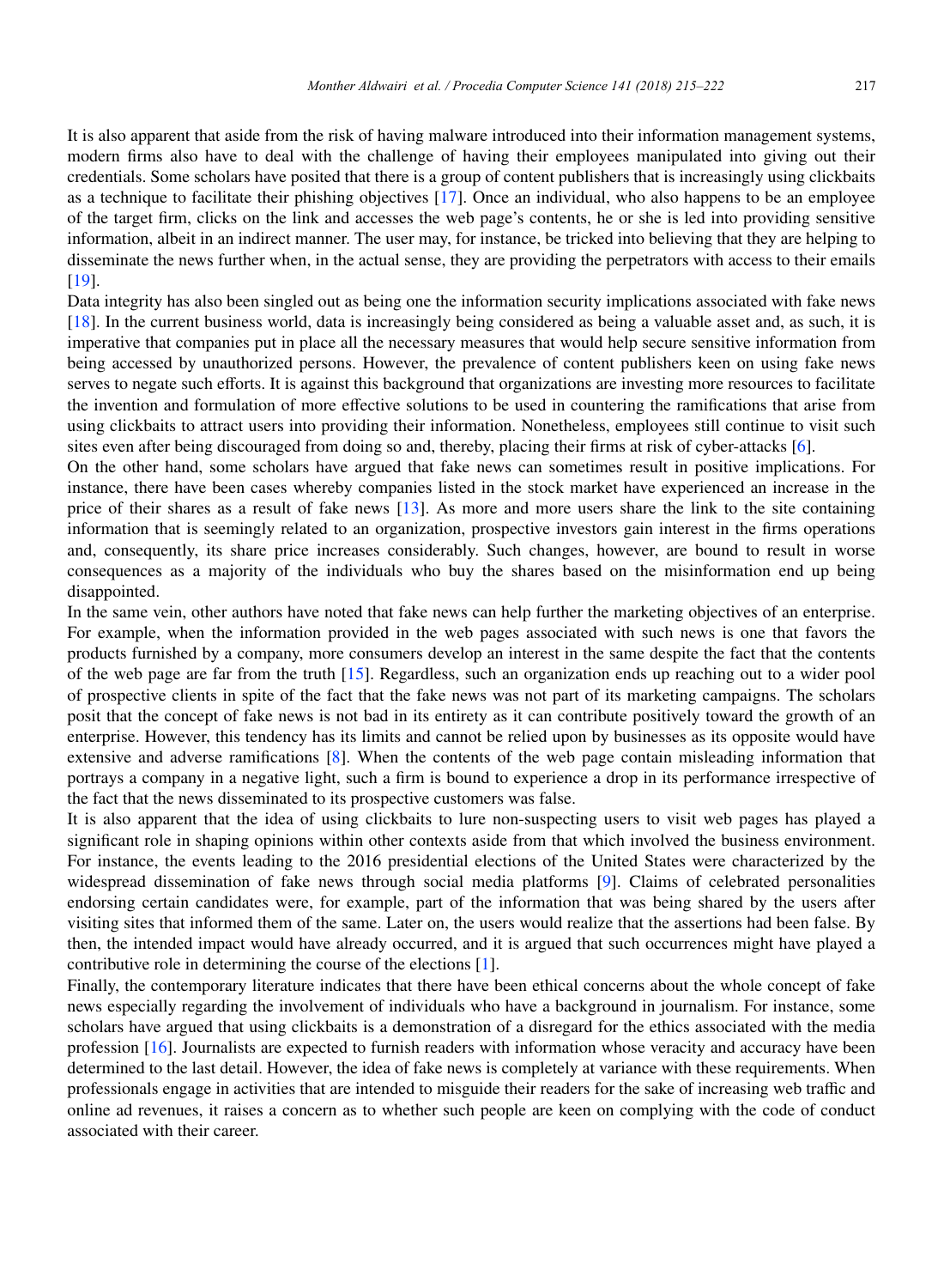It is also apparent that aside from the risk of having malware introduced into their information management systems, modern firms also have to deal with the challenge of having their employees manipulated into giving out their credentials. Some scholars have posited that there is a group of content publishers that is increasingly using clickbaits as a technique to facilitate their phishing objectives [17]. Once an individual, who also happens to be an employee of the target firm, clicks on the link and accesses the web page's contents, he or she is led into providing sensitive information, albeit in an indirect manner. The user may, for instance, be tricked into believing that they are helping to disseminate the news further when, in the actual sense, they are providing the perpetrators with access to their emails [19].

Data integrity has also been singled out as being one the information security implications associated with fake news [18]. In the current business world, data is increasingly being considered as being a valuable asset and, as such, it is imperative that companies put in place all the necessary measures that would help secure sensitive information from being accessed by unauthorized persons. However, the prevalence of content publishers keen on using fake news serves to negate such efforts. It is against this background that organizations are investing more resources to facilitate the invention and formulation of more effective solutions to be used in countering the ramifications that arise from using clickbaits to attract users into providing their information. Nonetheless, employees still continue to visit such sites even after being discouraged from doing so and, thereby, placing their firms at risk of cyber-attacks [6].

On the other hand, some scholars have argued that fake news can sometimes result in positive implications. For instance, there have been cases whereby companies listed in the stock market have experienced an increase in the price of their shares as a result of fake news [13]. As more and more users share the link to the site containing information that is seemingly related to an organization, prospective investors gain interest in the firms operations and, consequently, its share price increases considerably. Such changes, however, are bound to result in worse consequences as a majority of the individuals who buy the shares based on the misinformation end up being disappointed.

In the same vein, other authors have noted that fake news can help further the marketing objectives of an enterprise. For example, when the information provided in the web pages associated with such news is one that favors the products furnished by a company, more consumers develop an interest in the same despite the fact that the contents of the web page are far from the truth [15]. Regardless, such an organization ends up reaching out to a wider pool of prospective clients in spite of the fact that the fake news was not part of its marketing campaigns. The scholars posit that the concept of fake news is not bad in its entirety as it can contribute positively toward the growth of an enterprise. However, this tendency has its limits and cannot be relied upon by businesses as its opposite would have extensive and adverse ramifications [8]. When the contents of the web page contain misleading information that portrays a company in a negative light, such a firm is bound to experience a drop in its performance irrespective of the fact that the news disseminated to its prospective customers was false.

It is also apparent that the idea of using clickbaits to lure non-suspecting users to visit web pages has played a significant role in shaping opinions within other contexts aside from that which involved the business environment. For instance, the events leading to the 2016 presidential elections of the United States were characterized by the widespread dissemination of fake news through social media platforms [9]. Claims of celebrated personalities endorsing certain candidates were, for example, part of the information that was being shared by the users after visiting sites that informed them of the same. Later on, the users would realize that the assertions had been false. By then, the intended impact would have already occurred, and it is argued that such occurrences might have played a contributive role in determining the course of the elections [1].

Finally, the contemporary literature indicates that there have been ethical concerns about the whole concept of fake news especially regarding the involvement of individuals who have a background in journalism. For instance, some scholars have argued that using clickbaits is a demonstration of a disregard for the ethics associated with the media profession [16]. Journalists are expected to furnish readers with information whose veracity and accuracy have been determined to the last detail. However, the idea of fake news is completely at variance with these requirements. When professionals engage in activities that are intended to misguide their readers for the sake of increasing web traffic and online ad revenues, it raises a concern as to whether such people are keen on complying with the code of conduct associated with their career.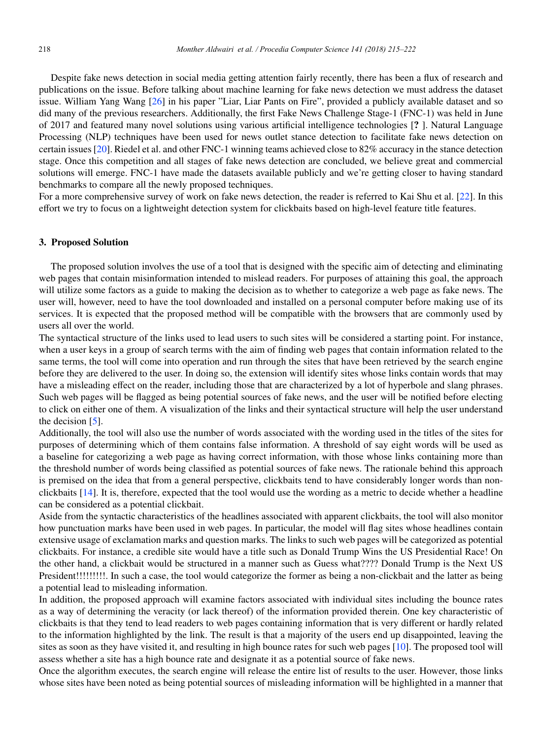Despite fake news detection in social media getting attention fairly recently, there has been a flux of research and publications on the issue. Before talking about machine learning for fake news detection we must address the dataset issue. William Yang Wang [26] in his paper "Liar, Liar Pants on Fire", provided a publicly available dataset and so did many of the previous researchers. Additionally, the first Fake News Challenge Stage-1 (FNC-1) was held in June of 2017 and featured many novel solutions using various artificial intelligence technologies [**?** ]. Natural Language Processing (NLP) techniques have been used for news outlet stance detection to facilitate fake news detection on certain issues [20]. Riedel et al. and other FNC-1 winning teams achieved close to 82% accuracy in the stance detection stage. Once this competition and all stages of fake news detection are concluded, we believe great and commercial solutions will emerge. FNC-1 have made the datasets available publicly and we're getting closer to having standard benchmarks to compare all the newly proposed techniques.

For a more comprehensive survey of work on fake news detection, the reader is referred to Kai Shu et al. [22]. In this effort we try to focus on a lightweight detection system for clickbaits based on high-level feature title features.

## 3. Proposed Solution

The proposed solution involves the use of a tool that is designed with the specific aim of detecting and eliminating web pages that contain misinformation intended to mislead readers. For purposes of attaining this goal, the approach will utilize some factors as a guide to making the decision as to whether to categorize a web page as fake news. The user will, however, need to have the tool downloaded and installed on a personal computer before making use of its services. It is expected that the proposed method will be compatible with the browsers that are commonly used by users all over the world.

The syntactical structure of the links used to lead users to such sites will be considered a starting point. For instance, when a user keys in a group of search terms with the aim of finding web pages that contain information related to the same terms, the tool will come into operation and run through the sites that have been retrieved by the search engine before they are delivered to the user. In doing so, the extension will identify sites whose links contain words that may have a misleading effect on the reader, including those that are characterized by a lot of hyperbole and slang phrases. Such web pages will be flagged as being potential sources of fake news, and the user will be notified before electing to click on either one of them. A visualization of the links and their syntactical structure will help the user understand the decision [5].

Additionally, the tool will also use the number of words associated with the wording used in the titles of the sites for purposes of determining which of them contains false information. A threshold of say eight words will be used as a baseline for categorizing a web page as having correct information, with those whose links containing more than the threshold number of words being classified as potential sources of fake news. The rationale behind this approach is premised on the idea that from a general perspective, clickbaits tend to have considerably longer words than non-clickbaits [14]. It is, therefore, expected that the tool would use the wording as a metric to decide whether a headline can be considered as a potential clickbait.

Aside from the syntactic characteristics of the headlines associated with apparent clickbaits, the tool will also monitor how punctuation marks have been used in web pages. In particular, the model will flag sites whose headlines contain extensive usage of exclamation marks and question marks. The links to such web pages will be categorized as potential clickbaits. For instance, a credible site would have a title such as Donald Trump Wins the US Presidential Race! On the other hand, a clickbait would be structured in a manner such as Guess what???? Donald Trump is the Next US President!!!!!!!!!. In such a case, the tool would categorize the former as being a non-clickbait and the latter as being a potential lead to misleading information.

In addition, the proposed approach will examine factors associated with individual sites including the bounce rates as a way of determining the veracity (or lack thereof) of the information provided therein. One key characteristic of clickbaits is that they tend to lead readers to web pages containing information that is very different or hardly related to the information highlighted by the link. The result is that a majority of the users end up disappointed, leaving the sites as soon as they have visited it, and resulting in high bounce rates for such web pages [10]. The proposed tool will assess whether a site has a high bounce rate and designate it as a potential source of fake news.

Once the algorithm executes, the search engine will release the entire list of results to the user. However, those links whose sites have been noted as being potential sources of misleading information will be highlighted in a manner that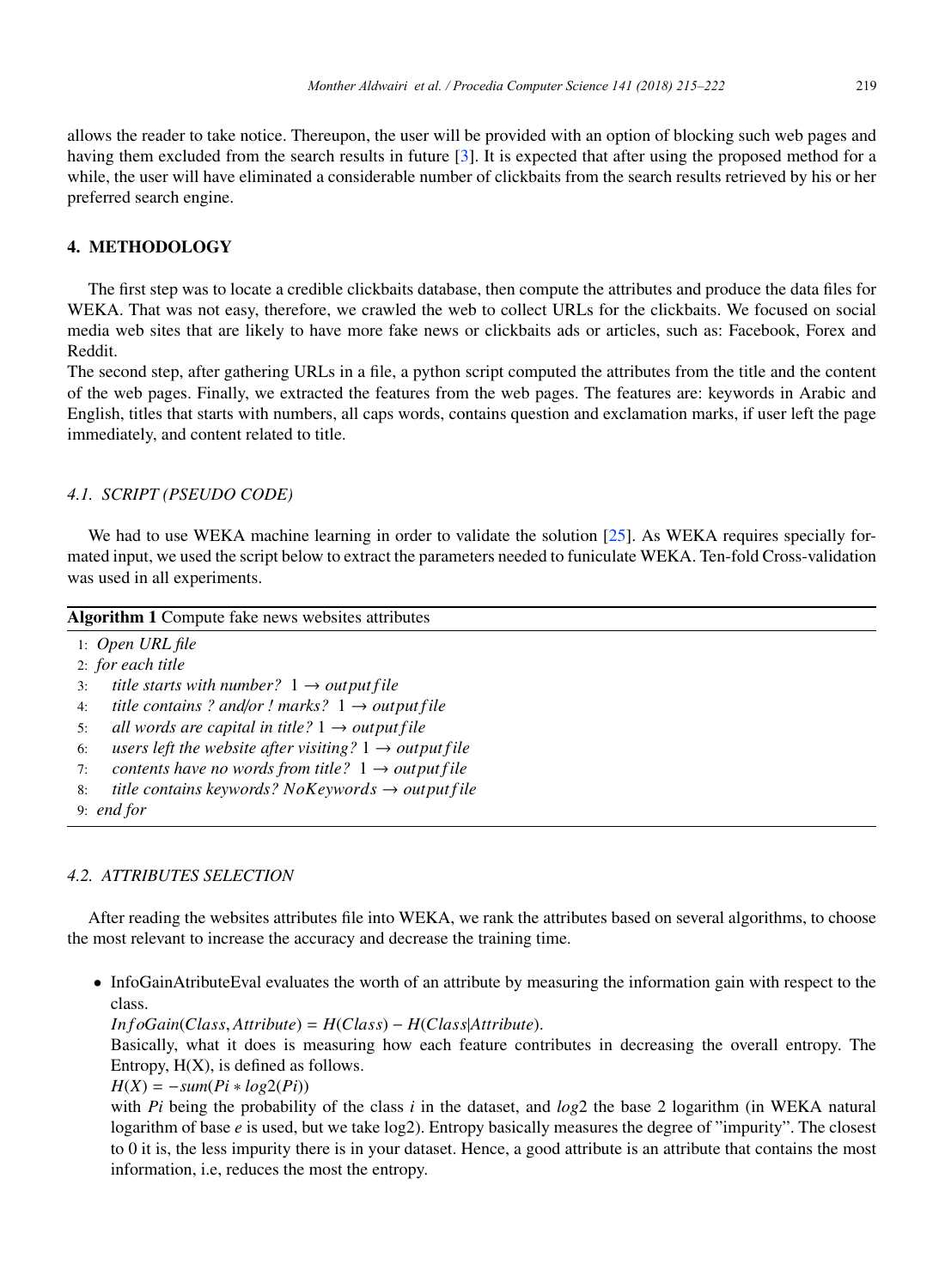allows the reader to take notice. Thereupon, the user will be provided with an option of blocking such web pages and having them excluded from the search results in future [3]. It is expected that after using the proposed method for a while, the user will have eliminated a considerable number of clickbaits from the search results retrieved by his or her preferred search engine.

## 4. METHODOLOGY

The first step was to locate a credible clickbaits database, then compute the attributes and produce the data files for WEKA. That was not easy, therefore, we crawled the web to collect URLs for the clickbaits. We focused on social media web sites that are likely to have more fake news or clickbaits ads or articles, such as: Facebook, Forex and Reddit.
The second step, after gathering URLs in a file, a python script computed the attributes from the title and the content of the web pages. Finally, we extracted the features from the web pages. The features are: keywords in Arabic and English, titles that starts with numbers, all caps words, contains question and exclamation marks, if user left the page immediately, and content related to title.

### 4.1. SCRIPT (PSEUDO CODE)

We had to use WEKA machine learning in order to validate the solution [25]. As WEKA requires specially formated input, we used the script below to extract the parameters needed to funiculate WEKA. Ten-fold Cross-validation was used in all experiments.

**Algorithm 1** Compute fake news websites attributes

```
1: Open URL file
2: for each title
3:     title starts with number?  1 → outputfile
4:     title contains ? and/or ! marks?  1 → outputfile
5:     all words are capital in title? 1 → outputfile
6:     users left the website after visiting? 1 → outputfile
7:     contents have no words from title?  1 → outputfile
8:     title contains keywords? NoKeywords → outputfile
9: end for
```

### 4.2. ATTRIBUTES SELECTION

After reading the websites attributes file into WEKA, we rank the attributes based on several algorithms, to choose the most relevant to increase the accuracy and decrease the training time.

- InfoGainAtributeEval evaluates the worth of an attribute by measuring the information gain with respect to the class.
  $InfoGain(Class, Attribute) = H(Class) - H(Class|Attribute)$.
  Basically, what it does is measuring how each feature contributes in decreasing the overall entropy. The Entropy, H(X), is defined as follows.
  $H(X) = -sum(Pi * log2(Pi))$
  with $Pi$ being the probability of the class $i$ in the dataset, and $log2$ the base 2 logarithm (in WEKA natural logarithm of base $e$ is used, but we take log2). Entropy basically measures the degree of "impurity". The closest to 0 it is, the less impurity there is in your dataset. Hence, a good attribute is an attribute that contains the most information, i.e, reduces the most the entropy.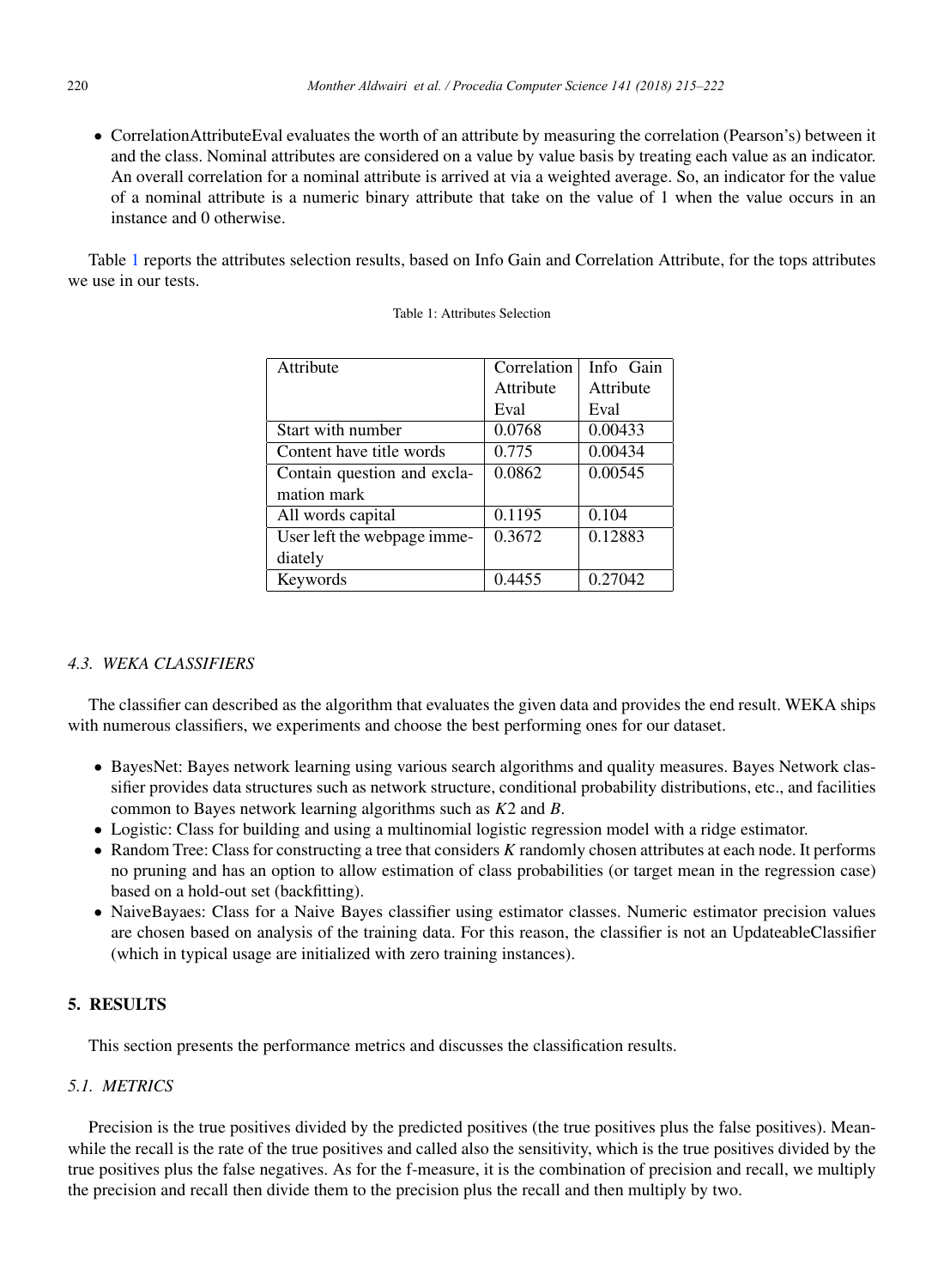- CorrelationAttributeEval evaluates the worth of an attribute by measuring the correlation (Pearson's) between it and the class. Nominal attributes are considered on a value by value basis by treating each value as an indicator. An overall correlation for a nominal attribute is arrived at via a weighted average. So, an indicator for the value of a nominal attribute is a numeric binary attribute that take on the value of 1 when the value occurs in an instance and 0 otherwise.

Table 1 reports the attributes selection results, based on Info Gain and Correlation Attribute, for the tops attributes we use in our tests.

Table 1: Attributes Selection

| Attribute | Correlation Attribute Eval | Info Gain Attribute Eval |
|---|---|---|
| Start with number | 0.0768 | 0.00433 |
| Content have title words | 0.775 | 0.00434 |
| Contain question and exclamation mark | 0.0862 | 0.00545 |
| All words capital | 0.1195 | 0.104 |
| User left the webpage immediately | 0.3672 | 0.12883 |
| Keywords | 0.4455 | 0.27042 |

### 4.3. WEKA CLASSIFIERS

The classifier can described as the algorithm that evaluates the given data and provides the end result. WEKA ships with numerous classifiers, we experiments and choose the best performing ones for our dataset.

- BayesNet: Bayes network learning using various search algorithms and quality measures. Bayes Network classifier provides data structures such as network structure, conditional probability distributions, etc., and facilities common to Bayes network learning algorithms such as $K2$ and $B$.
- Logistic: Class for building and using a multinomial logistic regression model with a ridge estimator.
- Random Tree: Class for constructing a tree that considers $K$ randomly chosen attributes at each node. It performs no pruning and has an option to allow estimation of class probabilities (or target mean in the regression case) based on a hold-out set (backfitting).
- NaiveBayaes: Class for a Naive Bayes classifier using estimator classes. Numeric estimator precision values are chosen based on analysis of the training data. For this reason, the classifier is not an UpdateableClassifier (which in typical usage are initialized with zero training instances).

## 5. RESULTS

This section presents the performance metrics and discusses the classification results.

### 5.1. METRICS

Precision is the true positives divided by the predicted positives (the true positives plus the false positives). Meanwhile the recall is the rate of the true positives and called also the sensitivity, which is the true positives divided by the true positives plus the false negatives. As for the f-measure, it is the combination of precision and recall, we multiply the precision and recall then divide them to the precision plus the recall and then multiply by two.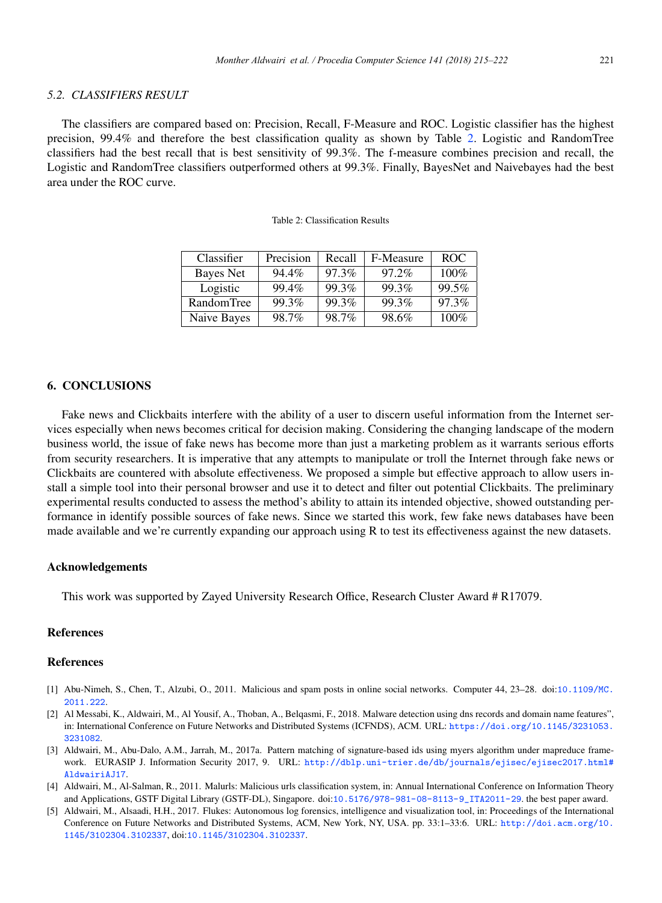### 5.2. *CLASSIFIERS RESULT*

The classifiers are compared based on: Precision, Recall, F-Measure and ROC. Logistic classifier has the highest precision, 99.4% and therefore the best classification quality as shown by Table 2. Logistic and RandomTree classifiers had the best recall that is best sensitivity of 99.3%. The f-measure combines precision and recall, the Logistic and RandomTree classifiers outperformed others at 99.3%. Finally, BayesNet and Naivebayes had the best area under the ROC curve.

Table 2: Classification Results

| Classifier | Precision | Recall | F-Measure | ROC |
|---|---|---|---|---|
| Bayes Net | 94.4% | 97.3% | 97.2% | 100% |
| Logistic | 99.4% | 99.3% | 99.3% | 99.5% |
| RandomTree | 99.3% | 99.3% | 99.3% | 97.3% |
| Naive Bayes | 98.7% | 98.7% | 98.6% | 100% |

## 6. CONCLUSIONS

Fake news and Clickbaits interfere with the ability of a user to discern useful information from the Internet services especially when news becomes critical for decision making. Considering the changing landscape of the modern business world, the issue of fake news has become more than just a marketing problem as it warrants serious efforts from security researchers. It is imperative that any attempts to manipulate or troll the Internet through fake news or Clickbaits are countered with absolute effectiveness. We proposed a simple but effective approach to allow users install a simple tool into their personal browser and use it to detect and filter out potential Clickbaits. The preliminary experimental results conducted to assess the method's ability to attain its intended objective, showed outstanding performance in identify possible sources of fake news. Since we started this work, few fake news databases have been made available and we're currently expanding our approach using R to test its effectiveness against the new datasets.

### Acknowledgements

This work was supported by Zayed University Research Office, Research Cluster Award # R17079.

### References

### References

[1] Abu-Nimeh, S., Chen, T., Alzubi, O., 2011. Malicious and spam posts in online social networks. Computer 44, 23–28. doi:10.1109/MC.2011.222.

[2] Al Messabi, K., Aldwairi, M., Al Yousif, A., Thoban, A., Belqasmi, F., 2018. Malware detection using dns records and domain name features", in: International Conference on Future Networks and Distributed Systems (ICFNDS), ACM. URL: https://doi.org/10.1145/3231053.3231082.

[3] Aldwairi, M., Abu-Dalo, A.M., Jarrah, M., 2017a. Pattern matching of signature-based ids using myers algorithm under mapreduce framework. EURASIP J. Information Security 2017, 9. URL: http://dblp.uni-trier.de/db/journals/ejisec/ejisec2017.html#AldwairiAJ17.

[4] Aldwairi, M., Al-Salman, R., 2011. Malurls: Malicious urls classification system, in: Annual International Conference on Information Theory and Applications, GSTF Digital Library (GSTF-DL), Singapore. doi:10.5176/978-981-08-8113-9_ITA2011-29. the best paper award.

[5] Aldwairi, M., Alsaadi, H.H., 2017. Flukes: Autonomous log forensics, intelligence and visualization tool, in: Proceedings of the International Conference on Future Networks and Distributed Systems, ACM, New York, NY, USA. pp. 33:1–33:6. URL: http://doi.acm.org/10.1145/3102304.3102337, doi:10.1145/3102304.3102337.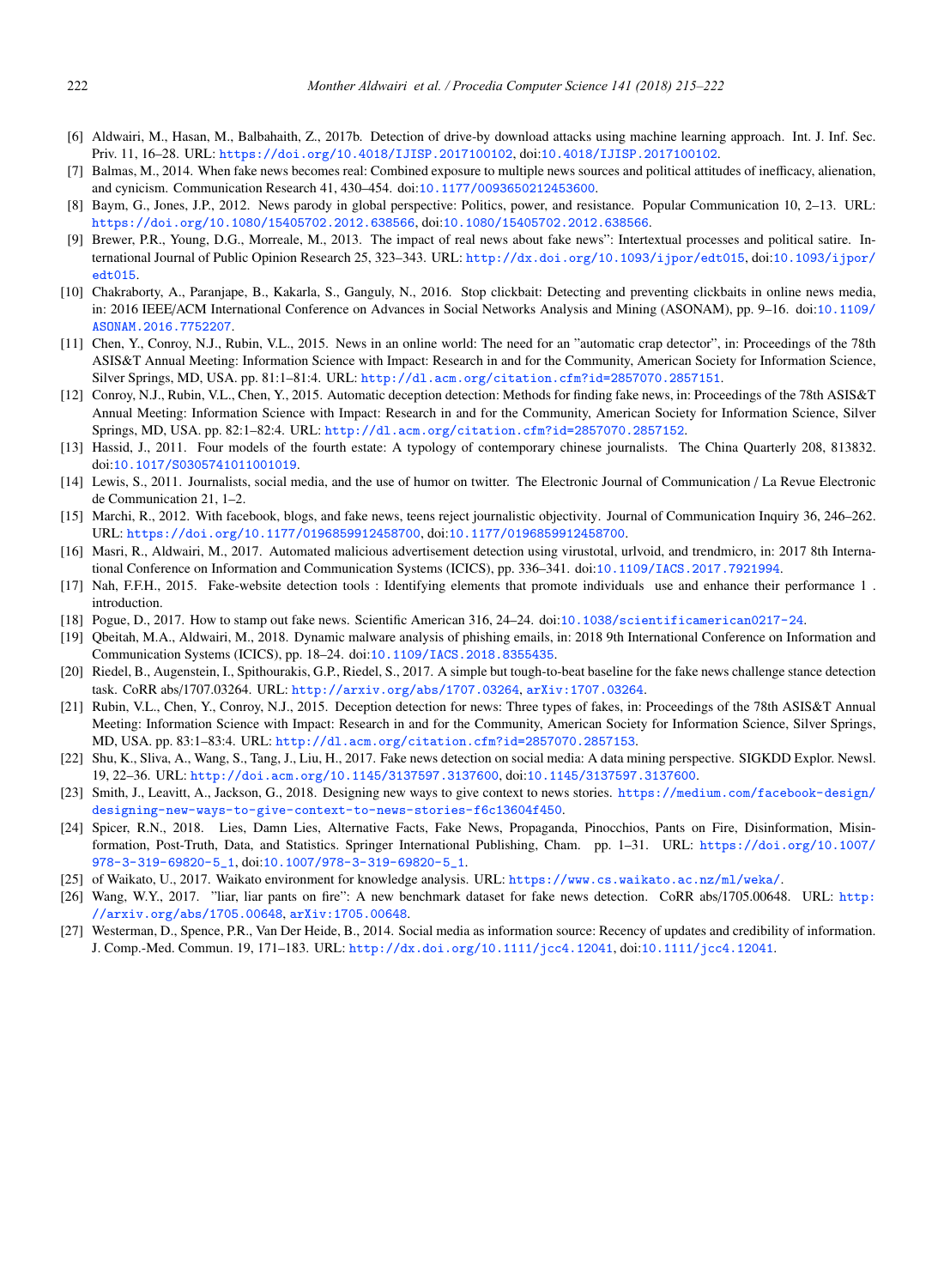[6] Aldwairi, M., Hasan, M., Balbahaith, Z., 2017b. Detection of drive-by download attacks using machine learning approach. Int. J. Inf. Sec. Priv. 11, 16–28. URL: https://doi.org/10.4018/IJISP.2017100102, doi:10.4018/IJISP.2017100102.

[7] Balmas, M., 2014. When fake news becomes real: Combined exposure to multiple news sources and political attitudes of inefficacy, alienation, and cynicism. Communication Research 41, 430–454. doi:10.1177/0093650212453600.

[8] Baym, G., Jones, J.P., 2012. News parody in global perspective: Politics, power, and resistance. Popular Communication 10, 2–13. URL: https://doi.org/10.1080/15405702.2012.638566, doi:10.1080/15405702.2012.638566.

[9] Brewer, P.R., Young, D.G., Morreale, M., 2013. The impact of real news about fake news": Intertextual processes and political satire. International Journal of Public Opinion Research 25, 323–343. URL: http://dx.doi.org/10.1093/ijpor/edt015, doi:10.1093/ijpor/edt015.

[10] Chakraborty, A., Paranjape, B., Kakarla, S., Ganguly, N., 2016. Stop clickbait: Detecting and preventing clickbaits in online news media, in: 2016 IEEE/ACM International Conference on Advances in Social Networks Analysis and Mining (ASONAM), pp. 9–16. doi:10.1109/ASONAM.2016.7752207.

[11] Chen, Y., Conroy, N.J., Rubin, V.L., 2015. News in an online world: The need for an "automatic crap detector", in: Proceedings of the 78th ASIS&T Annual Meeting: Information Science with Impact: Research in and for the Community, American Society for Information Science, Silver Springs, MD, USA. pp. 81:1–81:4. URL: http://dl.acm.org/citation.cfm?id=2857070.2857151.

[12] Conroy, N.J., Rubin, V.L., Chen, Y., 2015. Automatic deception detection: Methods for finding fake news, in: Proceedings of the 78th ASIS&T Annual Meeting: Information Science with Impact: Research in and for the Community, American Society for Information Science, Silver Springs, MD, USA. pp. 82:1–82:4. URL: http://dl.acm.org/citation.cfm?id=2857070.2857152.

[13] Hassid, J., 2011. Four models of the fourth estate: A typology of contemporary chinese journalists. The China Quarterly 208, 813832. doi:10.1017/S0305741011001019.

[14] Lewis, S., 2011. Journalists, social media, and the use of humor on twitter. The Electronic Journal of Communication / La Revue Electronic de Communication 21, 1–2.

[15] Marchi, R., 2012. With facebook, blogs, and fake news, teens reject journalistic objectivity. Journal of Communication Inquiry 36, 246–262. URL: https://doi.org/10.1177/0196859912458700, doi:10.1177/0196859912458700.

[16] Masri, R., Aldwairi, M., 2017. Automated malicious advertisement detection using virustotal, urlvoid, and trendmicro, in: 2017 8th International Conference on Information and Communication Systems (ICICS), pp. 336–341. doi:10.1109/IACS.2017.7921994.

[17] Nah, F.F.H., 2015. Fake-website detection tools : Identifying elements that promote individuals use and enhance their performance 1 . introduction.

[18] Pogue, D., 2017. How to stamp out fake news. Scientific American 316, 24–24. doi:10.1038/scientificamerican0217-24.

[19] Qbeitah, M.A., Aldwairi, M., 2018. Dynamic malware analysis of phishing emails, in: 2018 9th International Conference on Information and Communication Systems (ICICS), pp. 18–24. doi:10.1109/IACS.2018.8355435.

[20] Riedel, B., Augenstein, I., Spithourakis, G.P., Riedel, S., 2017. A simple but tough-to-beat baseline for the fake news challenge stance detection task. CoRR abs/1707.03264. URL: http://arxiv.org/abs/1707.03264, arXiv:1707.03264.

[21] Rubin, V.L., Chen, Y., Conroy, N.J., 2015. Deception detection for news: Three types of fakes, in: Proceedings of the 78th ASIS&T Annual Meeting: Information Science with Impact: Research in and for the Community, American Society for Information Science, Silver Springs, MD, USA. pp. 83:1–83:4. URL: http://dl.acm.org/citation.cfm?id=2857070.2857153.

[22] Shu, K., Sliva, A., Wang, S., Tang, J., Liu, H., 2017. Fake news detection on social media: A data mining perspective. SIGKDD Explor. Newsl. 19, 22–36. URL: http://doi.acm.org/10.1145/3137597.3137600, doi:10.1145/3137597.3137600.

[23] Smith, J., Leavitt, A., Jackson, G., 2018. Designing new ways to give context to news stories. https://medium.com/facebook-design/designing-new-ways-to-give-context-to-news-stories-f6c13604f450.

[24] Spicer, R.N., 2018. Lies, Damn Lies, Alternative Facts, Fake News, Propaganda, Pinocchios, Pants on Fire, Disinformation, Misinformation, Post-Truth, Data, and Statistics. Springer International Publishing, Cham. pp. 1–31. URL: https://doi.org/10.1007/978-3-319-69820-5_1, doi:10.1007/978-3-319-69820-5_1.

[25] of Waikato, U., 2017. Waikato environment for knowledge analysis. URL: https://www.cs.waikato.ac.nz/ml/weka/.

[26] Wang, W.Y., 2017. "liar, liar pants on fire": A new benchmark dataset for fake news detection. CoRR abs/1705.00648. URL: http://arxiv.org/abs/1705.00648, arXiv:1705.00648.

[27] Westerman, D., Spence, P.R., Van Der Heide, B., 2014. Social media as information source: Recency of updates and credibility of information. J. Comp.-Med. Commun. 19, 171–183. URL: http://dx.doi.org/10.1111/jcc4.12041, doi:10.1111/jcc4.12041.